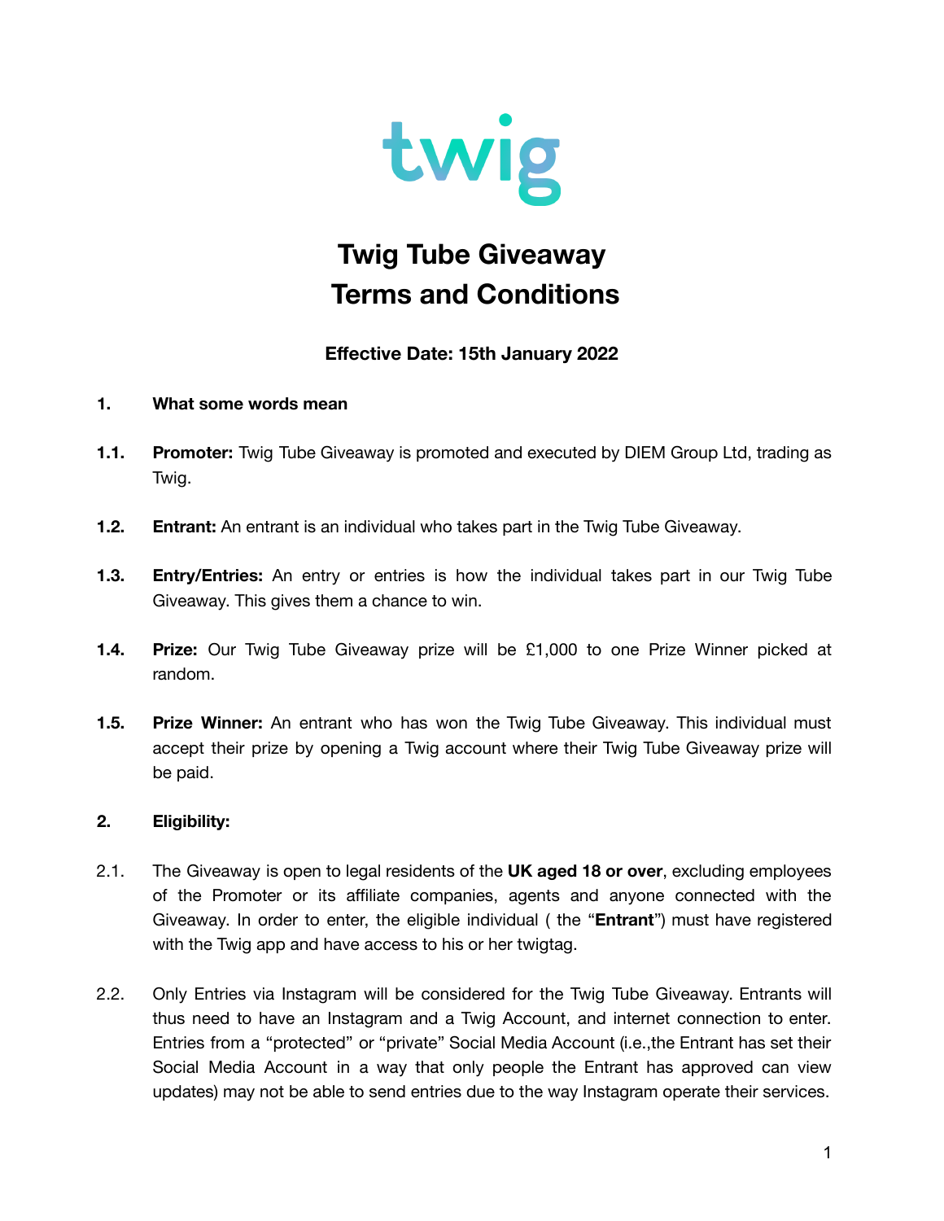twig

# Twig Tube Giveaway
# Terms and Conditions

**Effective Date: 15th January 2022**

**1. What some words mean**

**1.1. Promoter:** Twig Tube Giveaway is promoted and executed by DIEM Group Ltd, trading as Twig.

**1.2. Entrant:** An entrant is an individual who takes part in the Twig Tube Giveaway.

**1.3. Entry/Entries:** An entry or entries is how the individual takes part in our Twig Tube Giveaway. This gives them a chance to win.

**1.4. Prize:** Our Twig Tube Giveaway prize will be £1,000 to one Prize Winner picked at random.

**1.5. Prize Winner:** An entrant who has won the Twig Tube Giveaway. This individual must accept their prize by opening a Twig account where their Twig Tube Giveaway prize will be paid.

**2. Eligibility:**

2.1. The Giveaway is open to legal residents of the **UK aged 18 or over**, excluding employees of the Promoter or its affiliate companies, agents and anyone connected with the Giveaway. In order to enter, the eligible individual ( the "**Entrant**") must have registered with the Twig app and have access to his or her twigtag.

2.2. Only Entries via Instagram will be considered for the Twig Tube Giveaway. Entrants will thus need to have an Instagram and a Twig Account, and internet connection to enter. Entries from a "protected" or "private" Social Media Account (i.e.,the Entrant has set their Social Media Account in a way that only people the Entrant has approved can view updates) may not be able to send entries due to the way Instagram operate their services.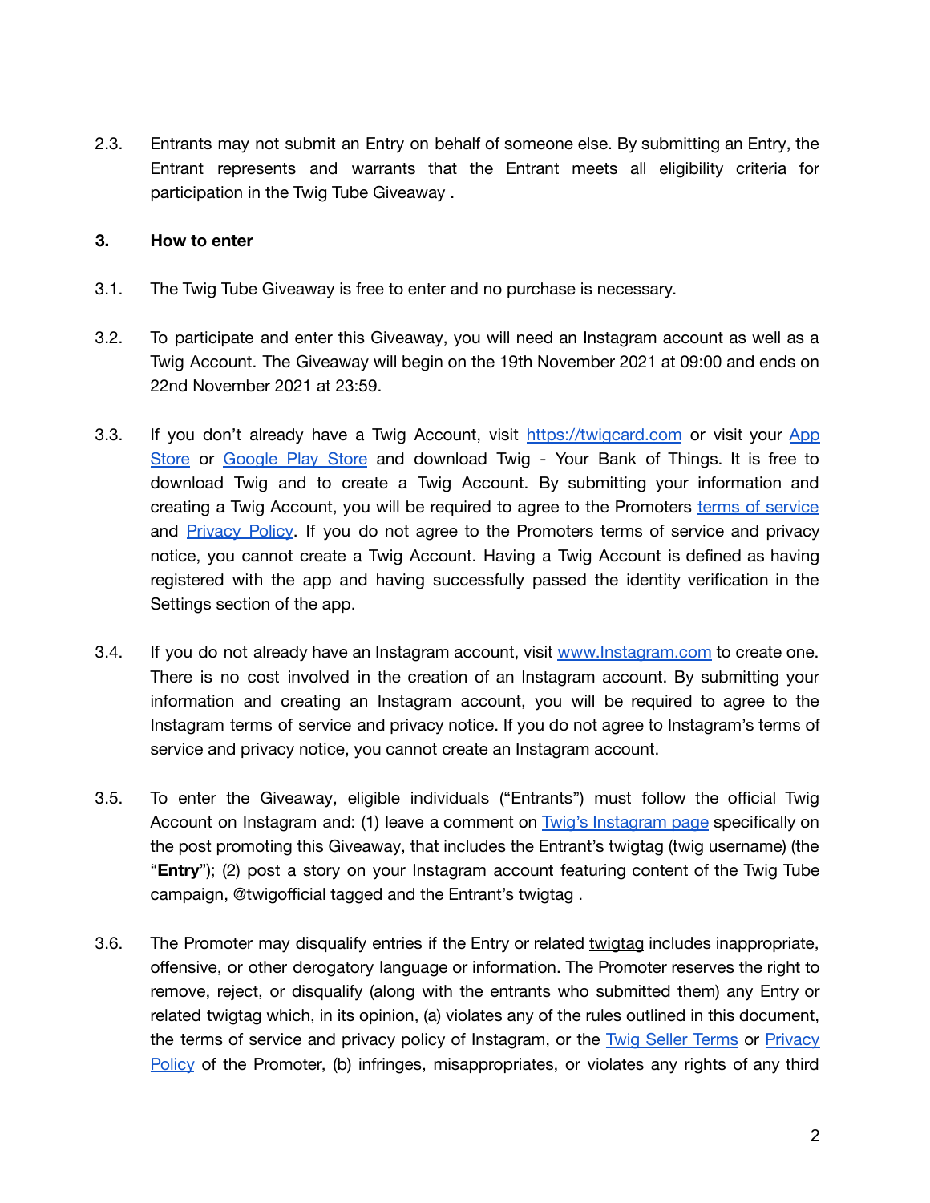2.3. Entrants may not submit an Entry on behalf of someone else. By submitting an Entry, the Entrant represents and warrants that the Entrant meets all eligibility criteria for participation in the Twig Tube Giveaway .

**3. How to enter**

3.1. The Twig Tube Giveaway is free to enter and no purchase is necessary.

3.2. To participate and enter this Giveaway, you will need an Instagram account as well as a Twig Account. The Giveaway will begin on the 19th November 2021 at 09:00 and ends on 22nd November 2021 at 23:59.

3.3. If you don't already have a Twig Account, visit https://twigcard.com or visit your App Store or Google Play Store and download Twig - Your Bank of Things. It is free to download Twig and to create a Twig Account. By submitting your information and creating a Twig Account, you will be required to agree to the Promoters terms of service and Privacy Policy. If you do not agree to the Promoters terms of service and privacy notice, you cannot create a Twig Account. Having a Twig Account is defined as having registered with the app and having successfully passed the identity verification in the Settings section of the app.

3.4. If you do not already have an Instagram account, visit www.Instagram.com to create one. There is no cost involved in the creation of an Instagram account. By submitting your information and creating an Instagram account, you will be required to agree to the Instagram terms of service and privacy notice. If you do not agree to Instagram's terms of service and privacy notice, you cannot create an Instagram account.

3.5. To enter the Giveaway, eligible individuals ("Entrants") must follow the official Twig Account on Instagram and: (1) leave a comment on Twig's Instagram page specifically on the post promoting this Giveaway, that includes the Entrant's twigtag (twig username) (the "**Entry**"); (2) post a story on your Instagram account featuring content of the Twig Tube campaign, @twigofficial tagged and the Entrant's twigtag .

3.6. The Promoter may disqualify entries if the Entry or related twigtag includes inappropriate, offensive, or other derogatory language or information. The Promoter reserves the right to remove, reject, or disqualify (along with the entrants who submitted them) any Entry or related twigtag which, in its opinion, (a) violates any of the rules outlined in this document, the terms of service and privacy policy of Instagram, or the Twig Seller Terms or Privacy Policy of the Promoter, (b) infringes, misappropriates, or violates any rights of any third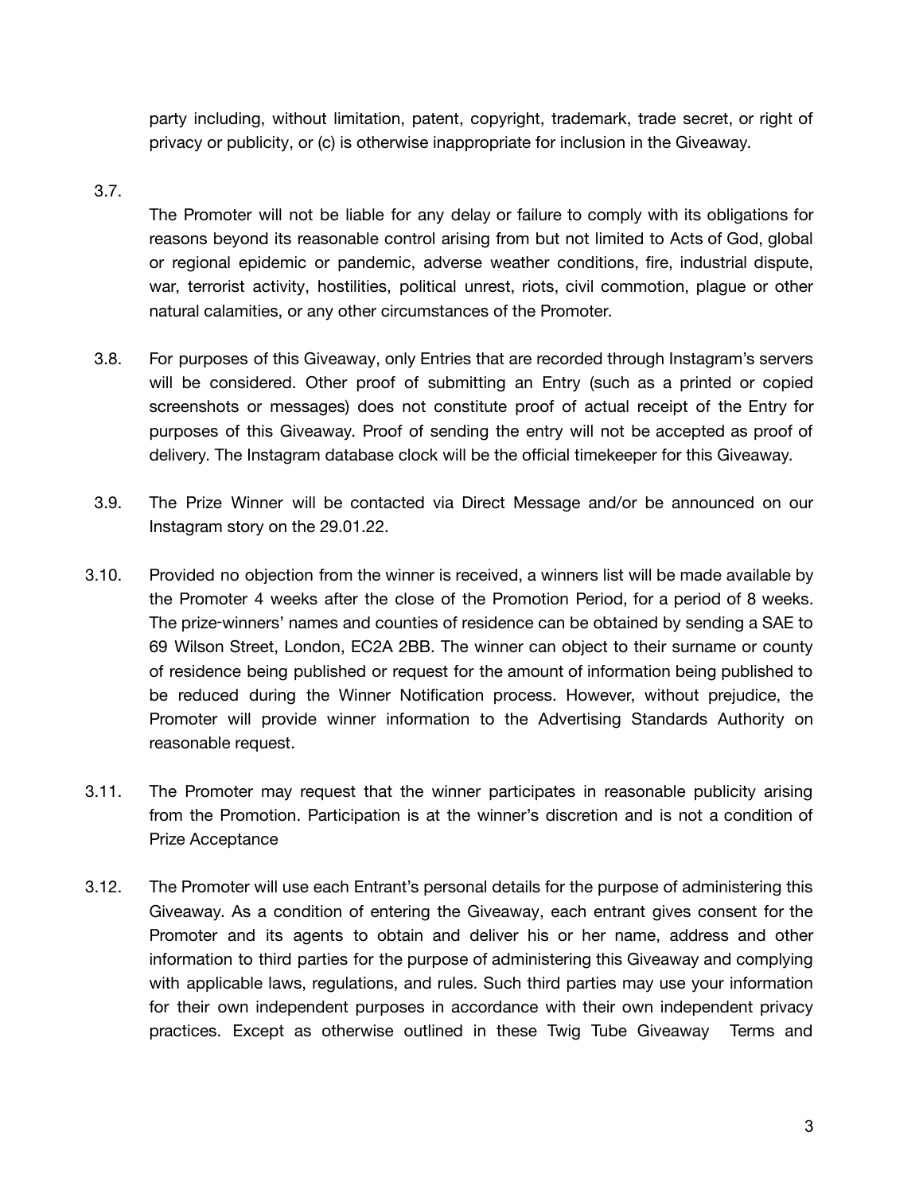party including, without limitation, patent, copyright, trademark, trade secret, or right of privacy or publicity, or (c) is otherwise inappropriate for inclusion in the Giveaway.

3.7. The Promoter will not be liable for any delay or failure to comply with its obligations for reasons beyond its reasonable control arising from but not limited to Acts of God, global or regional epidemic or pandemic, adverse weather conditions, fire, industrial dispute, war, terrorist activity, hostilities, political unrest, riots, civil commotion, plague or other natural calamities, or any other circumstances of the Promoter.

3.8. For purposes of this Giveaway, only Entries that are recorded through Instagram's servers will be considered. Other proof of submitting an Entry (such as a printed or copied screenshots or messages) does not constitute proof of actual receipt of the Entry for purposes of this Giveaway. Proof of sending the entry will not be accepted as proof of delivery. The Instagram database clock will be the official timekeeper for this Giveaway.

3.9. The Prize Winner will be contacted via Direct Message and/or be announced on our Instagram story on the 29.01.22.

3.10. Provided no objection from the winner is received, a winners list will be made available by the Promoter 4 weeks after the close of the Promotion Period, for a period of 8 weeks. The prize-winners' names and counties of residence can be obtained by sending a SAE to 69 Wilson Street, London, EC2A 2BB. The winner can object to their surname or county of residence being published or request for the amount of information being published to be reduced during the Winner Notification process. However, without prejudice, the Promoter will provide winner information to the Advertising Standards Authority on reasonable request.

3.11. The Promoter may request that the winner participates in reasonable publicity arising from the Promotion. Participation is at the winner's discretion and is not a condition of Prize Acceptance

3.12. The Promoter will use each Entrant's personal details for the purpose of administering this Giveaway. As a condition of entering the Giveaway, each entrant gives consent for the Promoter and its agents to obtain and deliver his or her name, address and other information to third parties for the purpose of administering this Giveaway and complying with applicable laws, regulations, and rules. Such third parties may use your information for their own independent purposes in accordance with their own independent privacy practices. Except as otherwise outlined in these Twig Tube Giveaway Terms and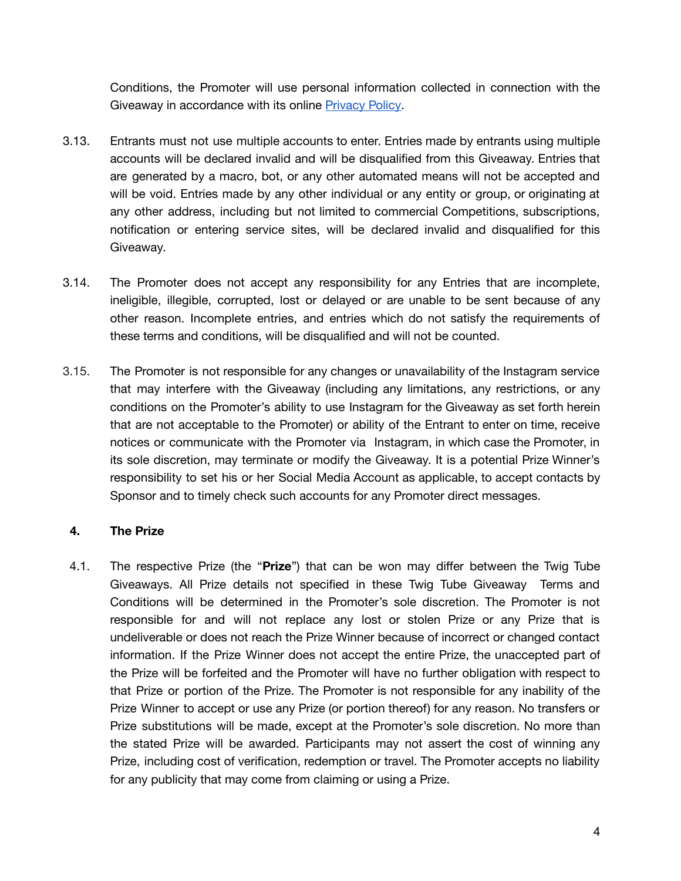Conditions, the Promoter will use personal information collected in connection with the Giveaway in accordance with its online [Privacy Policy](#).

3.13. Entrants must not use multiple accounts to enter. Entries made by entrants using multiple accounts will be declared invalid and will be disqualified from this Giveaway. Entries that are generated by a macro, bot, or any other automated means will not be accepted and will be void. Entries made by any other individual or any entity or group, or originating at any other address, including but not limited to commercial Competitions, subscriptions, notification or entering service sites, will be declared invalid and disqualified for this Giveaway.

3.14. The Promoter does not accept any responsibility for any Entries that are incomplete, ineligible, illegible, corrupted, lost or delayed or are unable to be sent because of any other reason. Incomplete entries, and entries which do not satisfy the requirements of these terms and conditions, will be disqualified and will not be counted.

3.15. The Promoter is not responsible for any changes or unavailability of the Instagram service that may interfere with the Giveaway (including any limitations, any restrictions, or any conditions on the Promoter's ability to use Instagram for the Giveaway as set forth herein that are not acceptable to the Promoter) or ability of the Entrant to enter on time, receive notices or communicate with the Promoter via Instagram, in which case the Promoter, in its sole discretion, may terminate or modify the Giveaway. It is a potential Prize Winner's responsibility to set his or her Social Media Account as applicable, to accept contacts by Sponsor and to timely check such accounts for any Promoter direct messages.

## 4. The Prize

4.1. The respective Prize (the "**Prize**") that can be won may differ between the Twig Tube Giveaways. All Prize details not specified in these Twig Tube Giveaway Terms and Conditions will be determined in the Promoter's sole discretion. The Promoter is not responsible for and will not replace any lost or stolen Prize or any Prize that is undeliverable or does not reach the Prize Winner because of incorrect or changed contact information. If the Prize Winner does not accept the entire Prize, the unaccepted part of the Prize will be forfeited and the Promoter will have no further obligation with respect to that Prize or portion of the Prize. The Promoter is not responsible for any inability of the Prize Winner to accept or use any Prize (or portion thereof) for any reason. No transfers or Prize substitutions will be made, except at the Promoter's sole discretion. No more than the stated Prize will be awarded. Participants may not assert the cost of winning any Prize, including cost of verification, redemption or travel. The Promoter accepts no liability for any publicity that may come from claiming or using a Prize.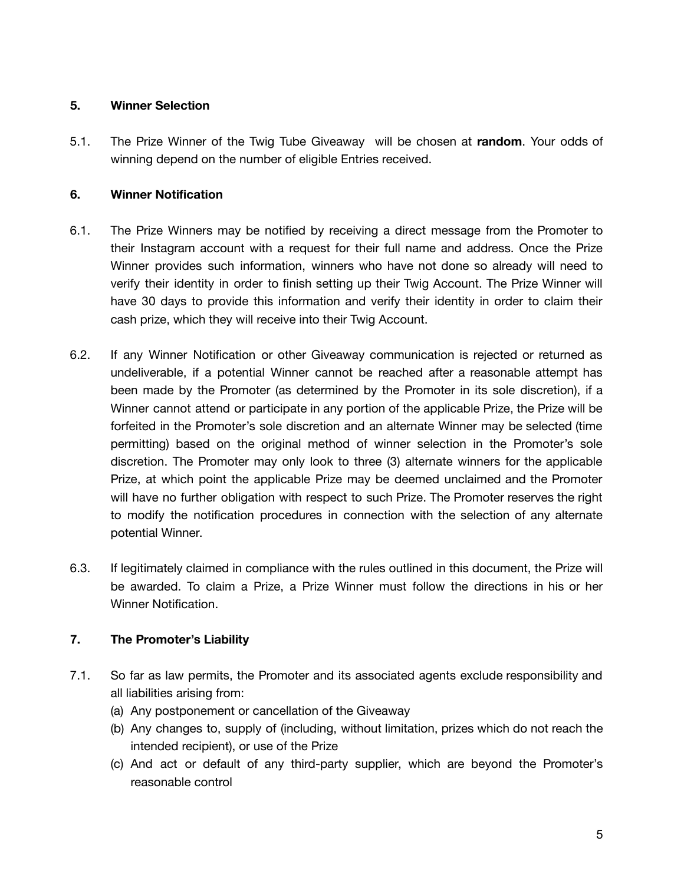**5. Winner Selection**

5.1. The Prize Winner of the Twig Tube Giveaway will be chosen at **random**. Your odds of winning depend on the number of eligible Entries received.

**6. Winner Notification**

6.1. The Prize Winners may be notified by receiving a direct message from the Promoter to their Instagram account with a request for their full name and address. Once the Prize Winner provides such information, winners who have not done so already will need to verify their identity in order to finish setting up their Twig Account. The Prize Winner will have 30 days to provide this information and verify their identity in order to claim their cash prize, which they will receive into their Twig Account.

6.2. If any Winner Notification or other Giveaway communication is rejected or returned as undeliverable, if a potential Winner cannot be reached after a reasonable attempt has been made by the Promoter (as determined by the Promoter in its sole discretion), if a Winner cannot attend or participate in any portion of the applicable Prize, the Prize will be forfeited in the Promoter's sole discretion and an alternate Winner may be selected (time permitting) based on the original method of winner selection in the Promoter's sole discretion. The Promoter may only look to three (3) alternate winners for the applicable Prize, at which point the applicable Prize may be deemed unclaimed and the Promoter will have no further obligation with respect to such Prize. The Promoter reserves the right to modify the notification procedures in connection with the selection of any alternate potential Winner.

6.3. If legitimately claimed in compliance with the rules outlined in this document, the Prize will be awarded. To claim a Prize, a Prize Winner must follow the directions in his or her Winner Notification.

**7. The Promoter's Liability**

7.1. So far as law permits, the Promoter and its associated agents exclude responsibility and all liabilities arising from:

(a) Any postponement or cancellation of the Giveaway

(b) Any changes to, supply of (including, without limitation, prizes which do not reach the intended recipient), or use of the Prize

(c) And act or default of any third-party supplier, which are beyond the Promoter's reasonable control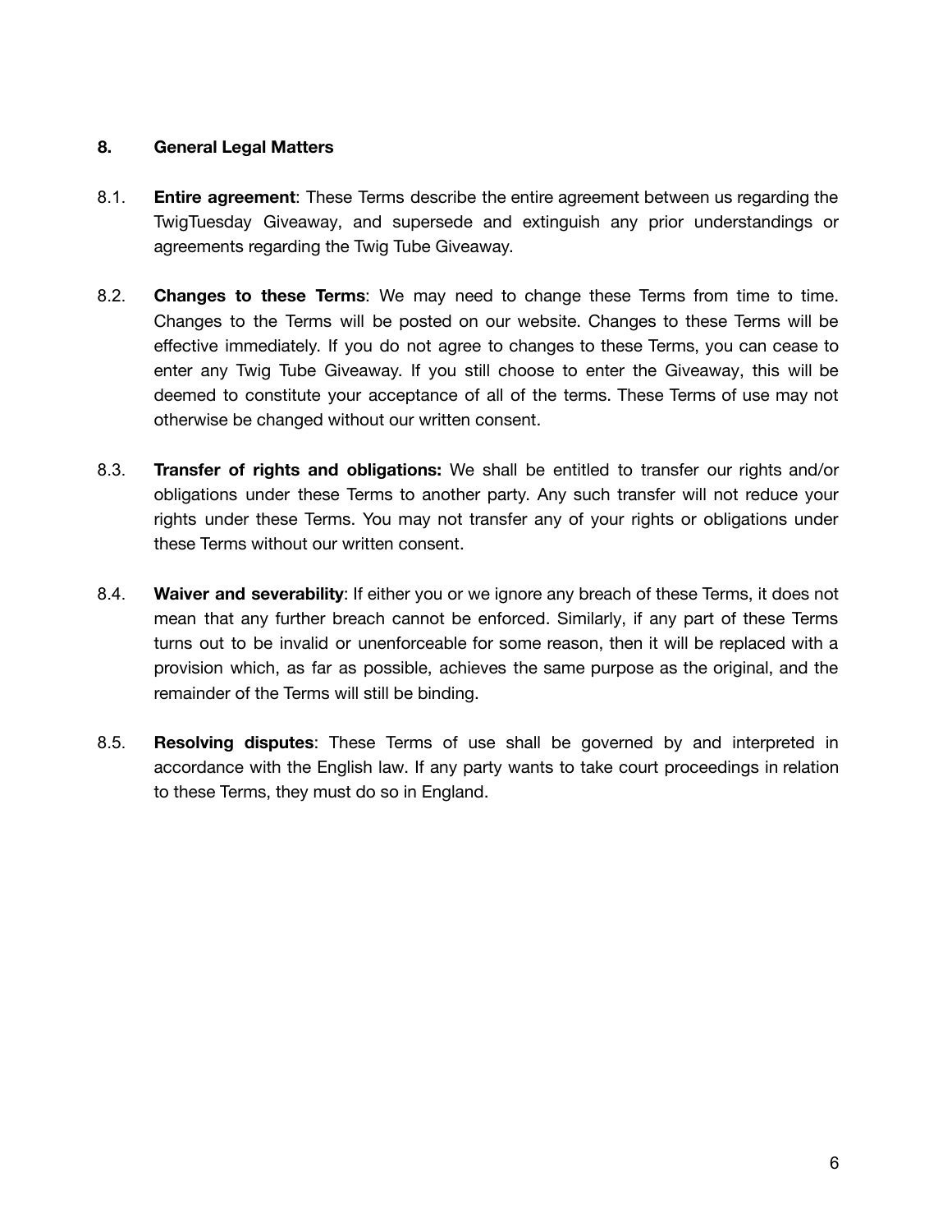## 8. General Legal Matters

8.1. **Entire agreement**: These Terms describe the entire agreement between us regarding the TwigTuesday Giveaway, and supersede and extinguish any prior understandings or agreements regarding the Twig Tube Giveaway.

8.2. **Changes to these Terms**: We may need to change these Terms from time to time. Changes to the Terms will be posted on our website. Changes to these Terms will be effective immediately. If you do not agree to changes to these Terms, you can cease to enter any Twig Tube Giveaway. If you still choose to enter the Giveaway, this will be deemed to constitute your acceptance of all of the terms. These Terms of use may not otherwise be changed without our written consent.

8.3. **Transfer of rights and obligations:** We shall be entitled to transfer our rights and/or obligations under these Terms to another party. Any such transfer will not reduce your rights under these Terms. You may not transfer any of your rights or obligations under these Terms without our written consent.

8.4. **Waiver and severability**: If either you or we ignore any breach of these Terms, it does not mean that any further breach cannot be enforced. Similarly, if any part of these Terms turns out to be invalid or unenforceable for some reason, then it will be replaced with a provision which, as far as possible, achieves the same purpose as the original, and the remainder of the Terms will still be binding.

8.5. **Resolving disputes**: These Terms of use shall be governed by and interpreted in accordance with the English law. If any party wants to take court proceedings in relation to these Terms, they must do so in England.